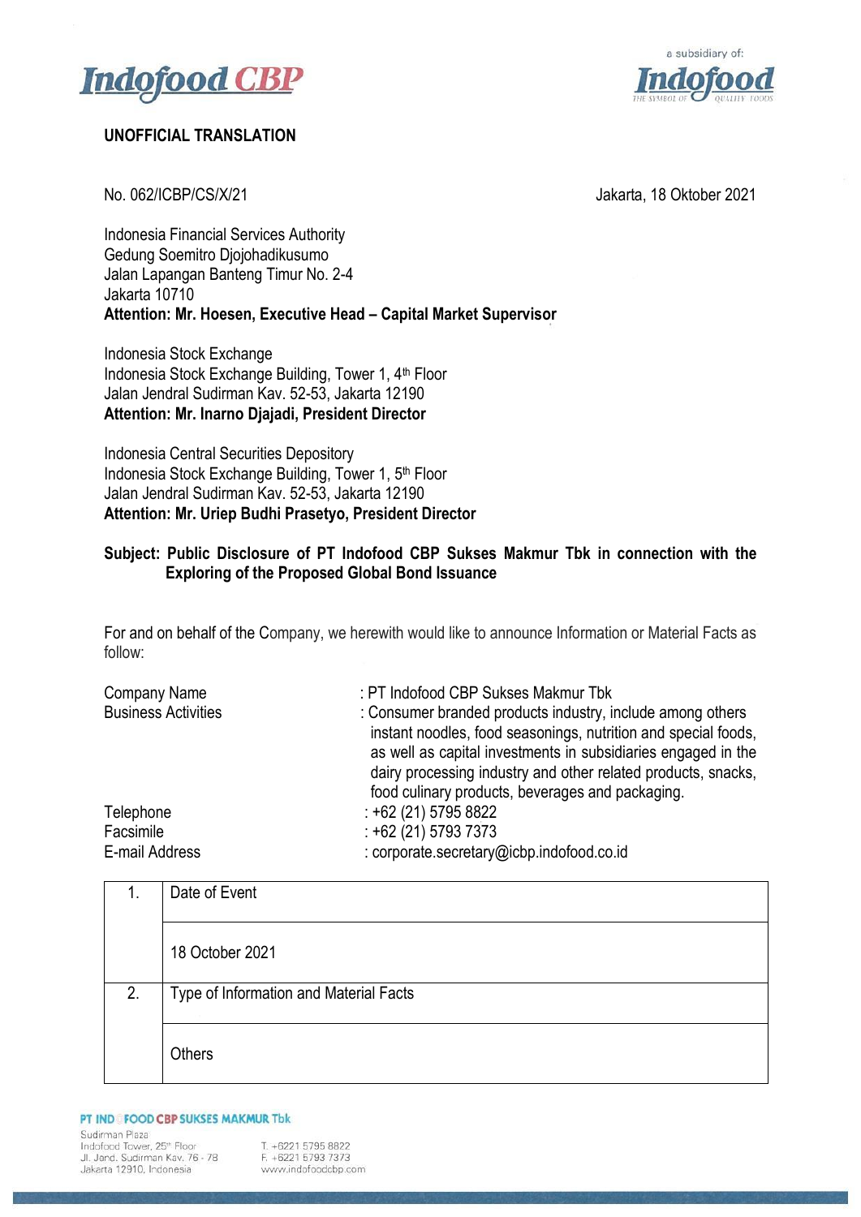**UNOFFICIAL TRANSLATION**

No. 062/ICBP/CS/X/21

Jakarta, 18 Oktober 2021

Indonesia Financial Services Authority
Gedung Soemitro Djojohadikusumo
Jalan Lapangan Banteng Timur No. 2-4
Jakarta 10710
**Attention: Mr. Hoesen, Executive Head – Capital Market Supervisor**

Indonesia Stock Exchange
Indonesia Stock Exchange Building, Tower 1, 4th Floor
Jalan Jendral Sudirman Kav. 52-53, Jakarta 12190
**Attention: Mr. Inarno Djajadi, President Director**

Indonesia Central Securities Depository
Indonesia Stock Exchange Building, Tower 1, 5th Floor
Jalan Jendral Sudirman Kav. 52-53, Jakarta 12190
**Attention: Mr. Uriep Budhi Prasetyo, President Director**

**Subject: Public Disclosure of PT Indofood CBP Sukses Makmur Tbk in connection with the Exploring of the Proposed Global Bond Issuance**

For and on behalf of the Company, we herewith would like to announce Information or Material Facts as follow:

| | |
|---|---|
| Company Name | : PT Indofood CBP Sukses Makmur Tbk |
| Business Activities | : Consumer branded products industry, include among others instant noodles, food seasonings, nutrition and special foods, as well as capital investments in subsidiaries engaged in the dairy processing industry and other related products, snacks, food culinary products, beverages and packaging. |
| Telephone | : +62 (21) 5795 8822 |
| Facsimile | : +62 (21) 5793 7373 |
| E-mail Address | : corporate.secretary@icbp.indofood.co.id |

| | |
|---|---|
| 1. | Date of Event |
| | 18 October 2021 |
| 2. | Type of Information and Material Facts |
| | Others |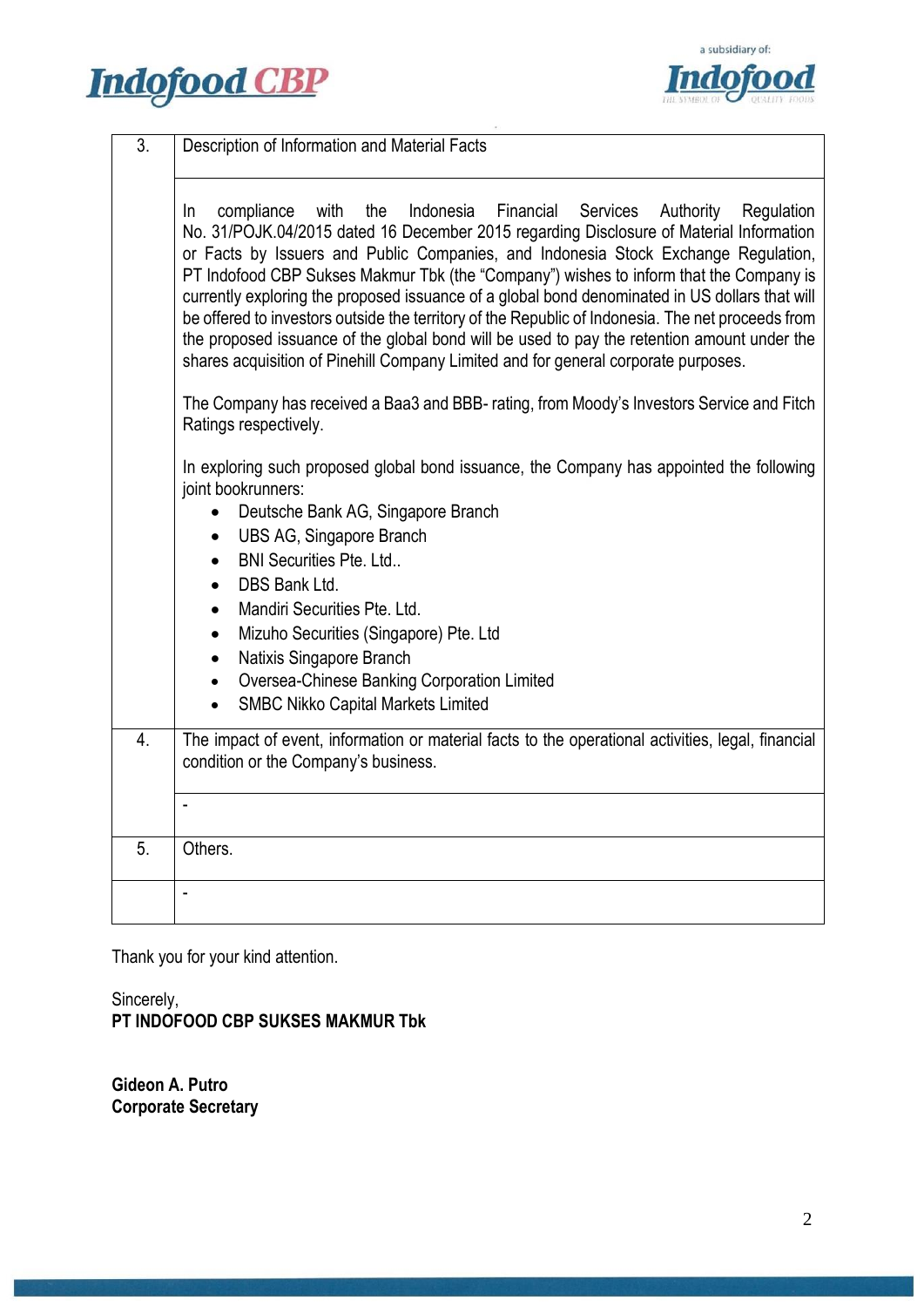| | |
|---|---|
| 3. | Description of Information and Material Facts |
| | In compliance with the Indonesia Financial Services Authority Regulation No. 31/POJK.04/2015 dated 16 December 2015 regarding Disclosure of Material Information or Facts by Issuers and Public Companies, and Indonesia Stock Exchange Regulation, PT Indofood CBP Sukses Makmur Tbk (the "Company") wishes to inform that the Company is currently exploring the proposed issuance of a global bond denominated in US dollars that will be offered to investors outside the territory of the Republic of Indonesia. The net proceeds from the proposed issuance of the global bond will be used to pay the retention amount under the shares acquisition of Pinehill Company Limited and for general corporate purposes.<br><br>The Company has received a Baa3 and BBB- rating, from Moody's Investors Service and Fitch Ratings respectively.<br><br>In exploring such proposed global bond issuance, the Company has appointed the following joint bookrunners:<br>• Deutsche Bank AG, Singapore Branch<br>• UBS AG, Singapore Branch<br>• BNI Securities Pte. Ltd..<br>• DBS Bank Ltd.<br>• Mandiri Securities Pte. Ltd.<br>• Mizuho Securities (Singapore) Pte. Ltd<br>• Natixis Singapore Branch<br>• Oversea-Chinese Banking Corporation Limited<br>• SMBC Nikko Capital Markets Limited |
| 4. | The impact of event, information or material facts to the operational activities, legal, financial condition or the Company's business. |
| | - |
| 5. | Others. |
| | - |

Thank you for your kind attention.

Sincerely,
**PT INDOFOOD CBP SUKSES MAKMUR Tbk**

**Gideon A. Putro**
**Corporate Secretary**